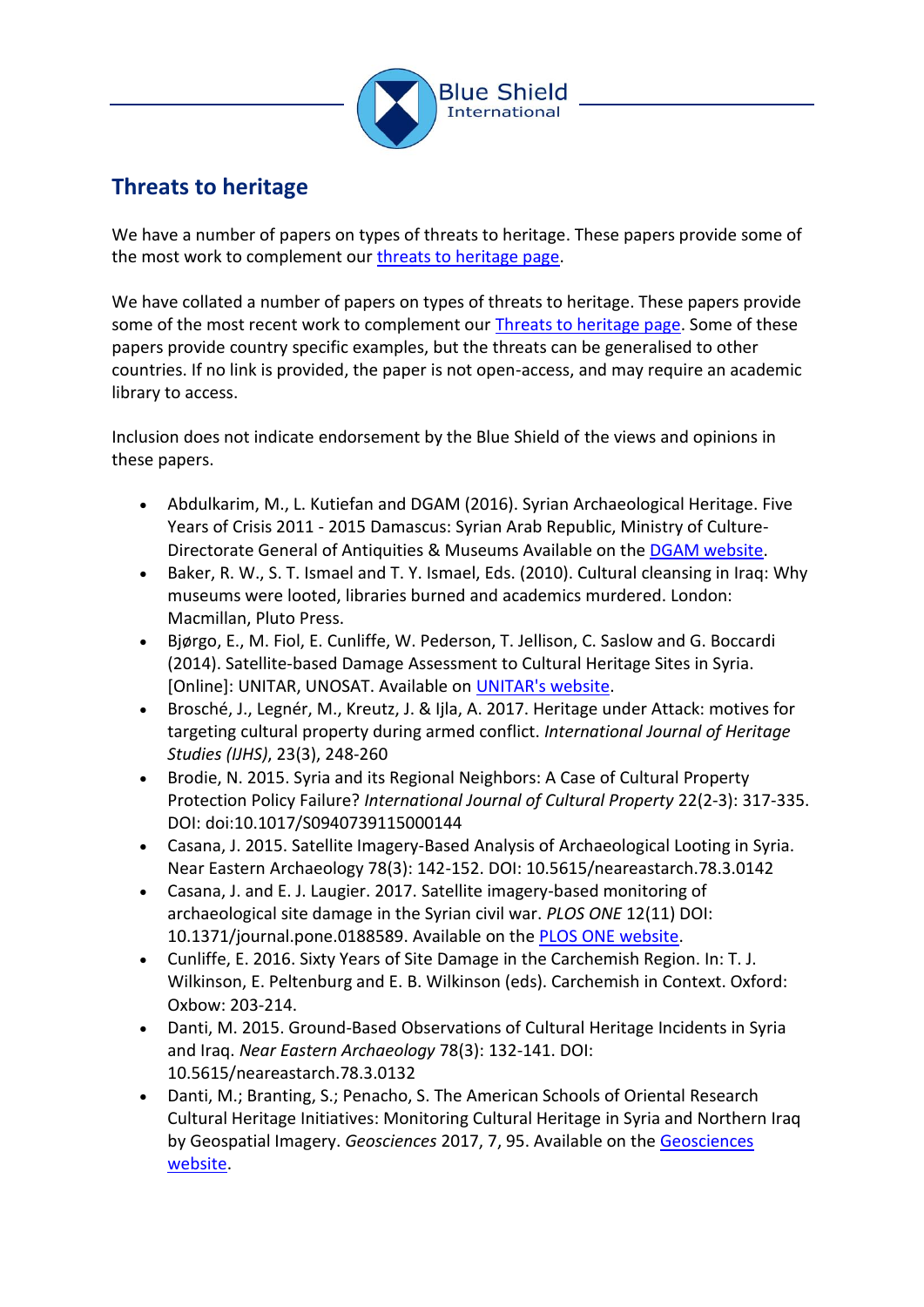## Threats to heritage

We have a number of papers on types of threats to heritage. These papers provide some of the most work to complement our threats to heritage page.

We have collated a number of papers on types of threats to heritage. These papers provide some of the most recent work to complement our Threats to heritage page. Some of these papers provide country specific examples, but the threats can be generalised to other countries. If no link is provided, the paper is not open-access, and may require an academic library to access.

Inclusion does not indicate endorsement by the Blue Shield of the views and opinions in these papers.

- Abdulkarim, M., L. Kutiefan and DGAM (2016). Syrian Archaeological Heritage. Five Years of Crisis 2011 - 2015 Damascus: Syrian Arab Republic, Ministry of Culture-Directorate General of Antiquities & Museums Available on the DGAM website.
- Baker, R. W., S. T. Ismael and T. Y. Ismael, Eds. (2010). Cultural cleansing in Iraq: Why museums were looted, libraries burned and academics murdered. London: Macmillan, Pluto Press.
- Bjørgo, E., M. Fiol, E. Cunliffe, W. Pederson, T. Jellison, C. Saslow and G. Boccardi (2014). Satellite-based Damage Assessment to Cultural Heritage Sites in Syria. [Online]: UNITAR, UNOSAT. Available on UNITAR's website.
- Brosché, J., Legnér, M., Kreutz, J. & Ijla, A. 2017. Heritage under Attack: motives for targeting cultural property during armed conflict. *International Journal of Heritage Studies (IJHS)*, 23(3), 248-260
- Brodie, N. 2015. Syria and its Regional Neighbors: A Case of Cultural Property Protection Policy Failure? *International Journal of Cultural Property* 22(2-3): 317-335. DOI: doi:10.1017/S0940739115000144
- Casana, J. 2015. Satellite Imagery-Based Analysis of Archaeological Looting in Syria. Near Eastern Archaeology 78(3): 142-152. DOI: 10.5615/neareastarch.78.3.0142
- Casana, J. and E. J. Laugier. 2017. Satellite imagery-based monitoring of archaeological site damage in the Syrian civil war. *PLOS ONE* 12(11) DOI: 10.1371/journal.pone.0188589. Available on the PLOS ONE website.
- Cunliffe, E. 2016. Sixty Years of Site Damage in the Carchemish Region. In: T. J. Wilkinson, E. Peltenburg and E. B. Wilkinson (eds). Carchemish in Context. Oxford: Oxbow: 203-214.
- Danti, M. 2015. Ground-Based Observations of Cultural Heritage Incidents in Syria and Iraq. *Near Eastern Archaeology* 78(3): 132-141. DOI: 10.5615/neareastarch.78.3.0132
- Danti, M.; Branting, S.; Penacho, S. The American Schools of Oriental Research Cultural Heritage Initiatives: Monitoring Cultural Heritage in Syria and Northern Iraq by Geospatial Imagery. *Geosciences* 2017, 7, 95. Available on the Geosciences website.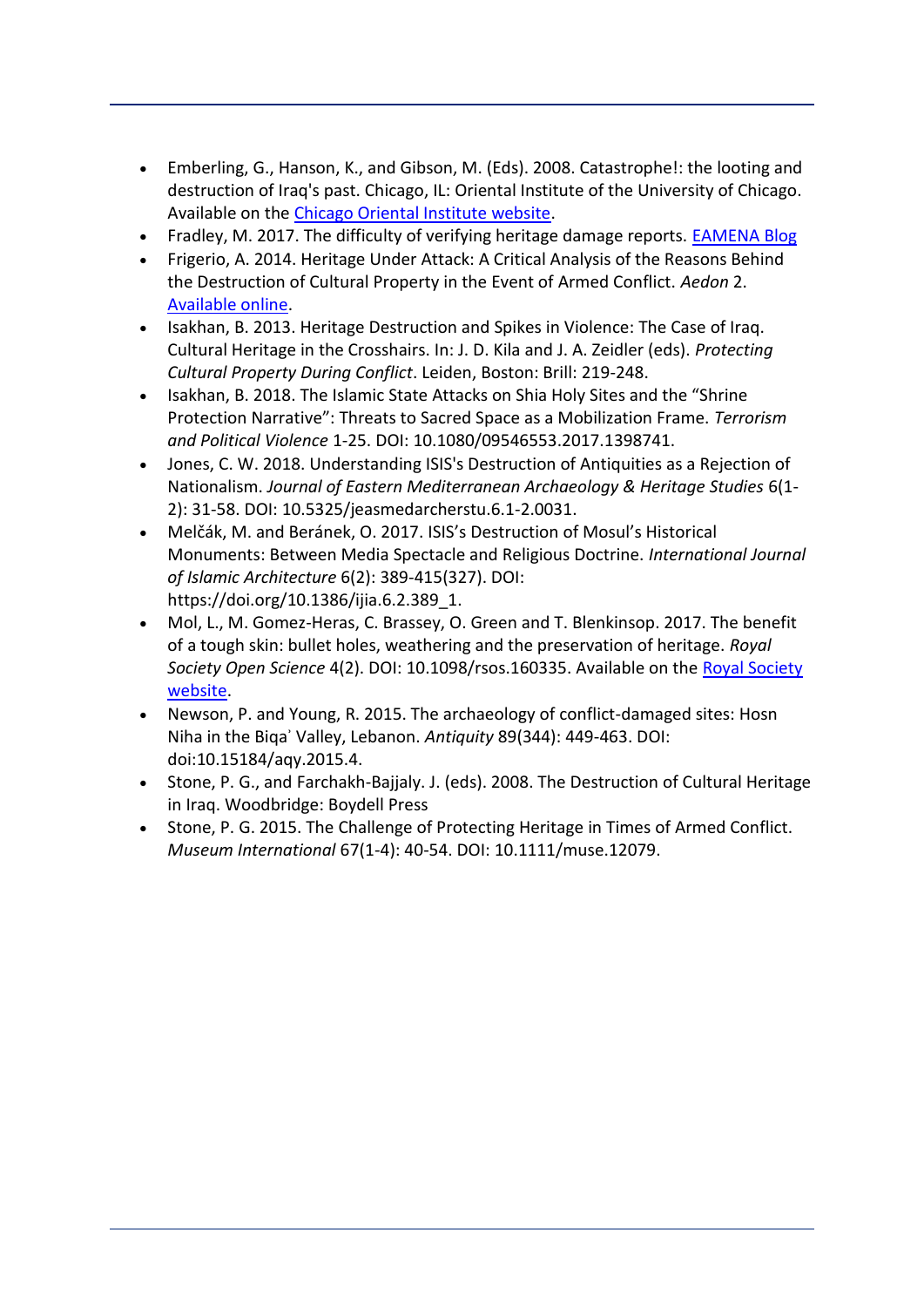- Emberling, G., Hanson, K., and Gibson, M. (Eds). 2008. Catastrophe!: the looting and destruction of Iraq's past. Chicago, IL: Oriental Institute of the University of Chicago. Available on the Chicago Oriental Institute website.
- Fradley, M. 2017. The difficulty of verifying heritage damage reports. EAMENA Blog
- Frigerio, A. 2014. Heritage Under Attack: A Critical Analysis of the Reasons Behind the Destruction of Cultural Property in the Event of Armed Conflict. *Aedon* 2. Available online.
- Isakhan, B. 2013. Heritage Destruction and Spikes in Violence: The Case of Iraq. Cultural Heritage in the Crosshairs. In: J. D. Kila and J. A. Zeidler (eds). *Protecting Cultural Property During Conflict*. Leiden, Boston: Brill: 219-248.
- Isakhan, B. 2018. The Islamic State Attacks on Shia Holy Sites and the "Shrine Protection Narrative": Threats to Sacred Space as a Mobilization Frame. *Terrorism and Political Violence* 1-25. DOI: 10.1080/09546553.2017.1398741.
- Jones, C. W. 2018. Understanding ISIS's Destruction of Antiquities as a Rejection of Nationalism. *Journal of Eastern Mediterranean Archaeology & Heritage Studies* 6(1-2): 31-58. DOI: 10.5325/jeasmedarcherstu.6.1-2.0031.
- Melčák, M. and Beránek, O. 2017. ISIS's Destruction of Mosul's Historical Monuments: Between Media Spectacle and Religious Doctrine. *International Journal of Islamic Architecture* 6(2): 389-415(327). DOI: https://doi.org/10.1386/ijia.6.2.389_1.
- Mol, L., M. Gomez-Heras, C. Brassey, O. Green and T. Blenkinsop. 2017. The benefit of a tough skin: bullet holes, weathering and the preservation of heritage. *Royal Society Open Science* 4(2). DOI: 10.1098/rsos.160335. Available on the Royal Society website.
- Newson, P. and Young, R. 2015. The archaeology of conflict-damaged sites: Hosn Niha in the Biqaʾ Valley, Lebanon. *Antiquity* 89(344): 449-463. DOI: doi:10.15184/aqy.2015.4.
- Stone, P. G., and Farchakh-Bajjaly. J. (eds). 2008. The Destruction of Cultural Heritage in Iraq. Woodbridge: Boydell Press
- Stone, P. G. 2015. The Challenge of Protecting Heritage in Times of Armed Conflict. *Museum International* 67(1-4): 40-54. DOI: 10.1111/muse.12079.